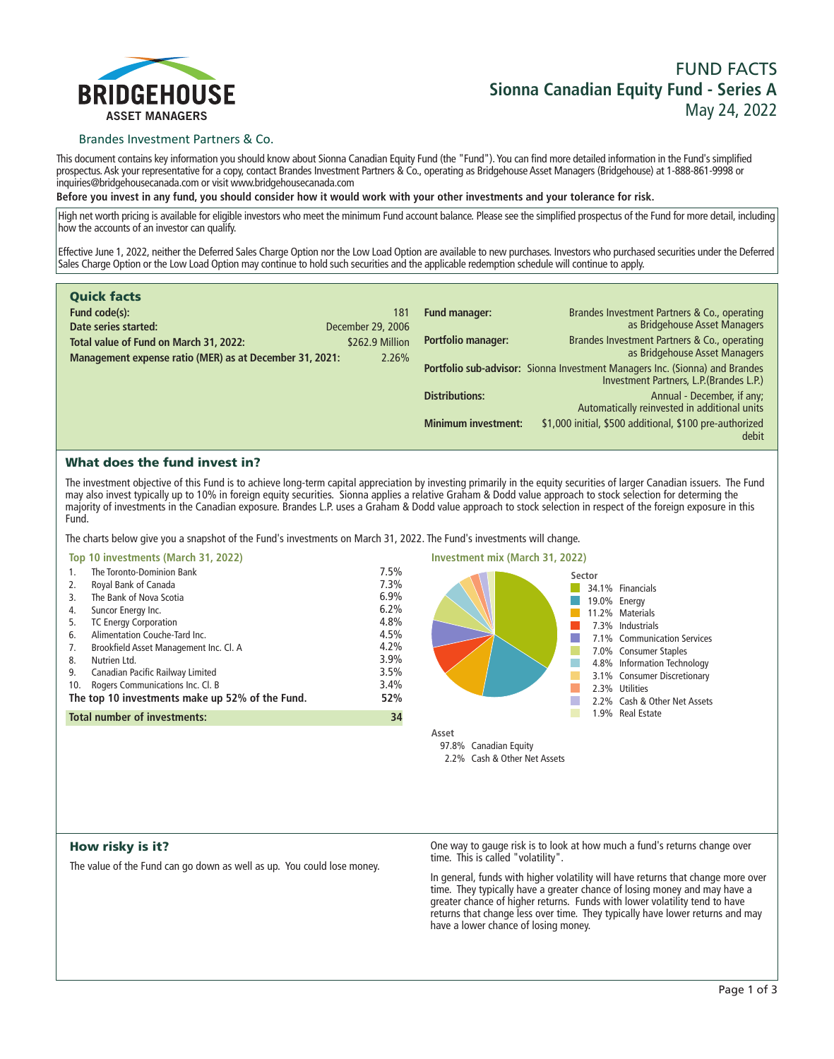BRIDGEHOUSE
ASSET MANAGERS

Brandes Investment Partners & Co.

# FUND FACTS
## Sionna Canadian Equity Fund - Series A
May 24, 2022

This document contains key information you should know about Sionna Canadian Equity Fund (the "Fund"). You can find more detailed information in the Fund's simplified prospectus. Ask your representative for a copy, contact Brandes Investment Partners & Co., operating as Bridgehouse Asset Managers (Bridgehouse) at 1-888-861-9998 or inquiries@bridgehousecanada.com or visit www.bridgehousecanada.com

**Before you invest in any fund, you should consider how it would work with your other investments and your tolerance for risk.**

High net worth pricing is available for eligible investors who meet the minimum Fund account balance. Please see the simplified prospectus of the Fund for more detail, including how the accounts of an investor can qualify.

Effective June 1, 2022, neither the Deferred Sales Charge Option nor the Low Load Option are available to new purchases. Investors who purchased securities under the Deferred Sales Charge Option or the Low Load Option may continue to hold such securities and the applicable redemption schedule will continue to apply.

## Quick facts

| | |
|---|---|
| **Fund code(s):** | 181 |
| **Date series started:** | December 29, 2006 |
| **Total value of Fund on March 31, 2022:** | $262.9 Million |
| **Management expense ratio (MER) as at December 31, 2021:** | 2.26% |
| **Fund manager:** | Brandes Investment Partners & Co., operating as Bridgehouse Asset Managers |
| **Portfolio manager:** | Brandes Investment Partners & Co., operating as Bridgehouse Asset Managers |
| **Portfolio sub-advisor:** | Sionna Investment Managers Inc. (Sionna) and Brandes Investment Partners, L.P.(Brandes L.P.) |
| **Distributions:** | Annual - December, if any; Automatically reinvested in additional units |
| **Minimum investment:** | $1,000 initial, $500 additional, $100 pre-authorized debit |

## What does the fund invest in?

The investment objective of this Fund is to achieve long-term capital appreciation by investing primarily in the equity securities of larger Canadian issuers. The Fund may also invest typically up to 10% in foreign equity securities. Sionna applies a relative Graham & Dodd value approach to stock selection for determining the majority of investments in the Canadian exposure. Brandes L.P. uses a Graham & Dodd value approach to stock selection in respect of the foreign exposure in this Fund.

The charts below give you a snapshot of the Fund's investments on March 31, 2022. The Fund's investments will change.

### Top 10 investments (March 31, 2022)

| | Investment | % |
|---|---|---|
| 1. | The Toronto-Dominion Bank | 7.5% |
| 2. | Royal Bank of Canada | 7.3% |
| 3. | The Bank of Nova Scotia | 6.9% |
| 4. | Suncor Energy Inc. | 6.2% |
| 5. | TC Energy Corporation | 4.8% |
| 6. | Alimentation Couche-Tard Inc. | 4.5% |
| 7. | Brookfield Asset Management Inc. Cl. A | 4.2% |
| 8. | Nutrien Ltd. | 3.9% |
| 9. | Canadian Pacific Railway Limited | 3.5% |
| 10. | Rogers Communications Inc. Cl. B | 3.4% |
| | **The top 10 investments make up 52% of the Fund.** | **52%** |
| | **Total number of investments:** | **34** |

### Investment mix (March 31, 2022)

**Sector**

| % | Sector |
|---|---|
| 34.1% | Financials |
| 19.0% | Energy |
| 11.2% | Materials |
| 7.3% | Industrials |
| 7.1% | Communication Services |
| 7.0% | Consumer Staples |
| 4.8% | Information Technology |
| 3.1% | Consumer Discretionary |
| 2.3% | Utilities |
| 2.2% | Cash & Other Net Assets |
| 1.9% | Real Estate |

**Asset**

| % | Asset |
|---|---|
| 97.8% | Canadian Equity |
| 2.2% | Cash & Other Net Assets |

## How risky is it?

The value of the Fund can go down as well as up. You could lose money.

One way to gauge risk is to look at how much a fund's returns change over time. This is called "volatility".

In general, funds with higher volatility will have returns that change more over time. They typically have a greater chance of losing money and may have a greater chance of higher returns. Funds with lower volatility tend to have returns that change less over time. They typically have lower returns and may have a lower chance of losing money.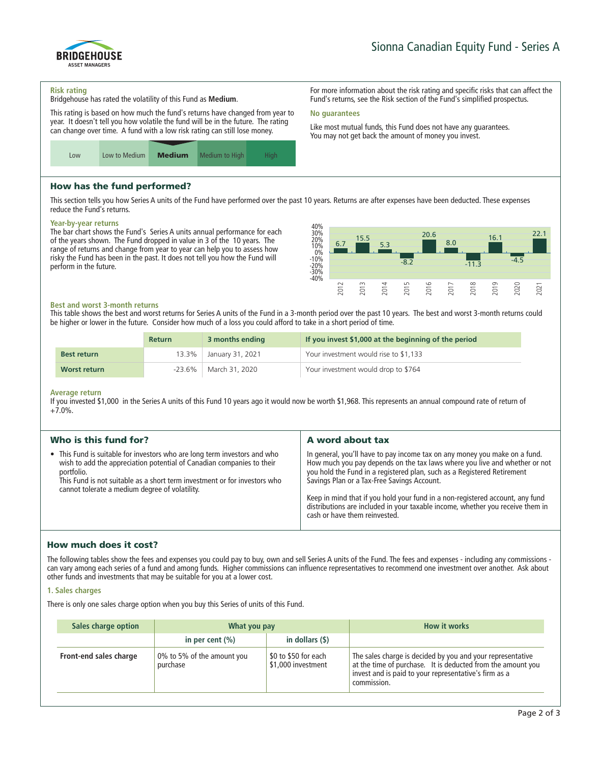Sionna Canadian Equity Fund - Series A

### Risk rating

Bridgehouse has rated the volatility of this Fund as **Medium**.

This rating is based on how much the fund's returns have changed from year to year. It doesn't tell you how volatile the fund will be in the future. The rating can change over time. A fund with a low risk rating can still lose money.

| Low | Low to Medium | **Medium** | Medium to High | High |
|---|---|---|---|---|

For more information about the risk rating and specific risks that can affect the Fund's returns, see the Risk section of the Fund's simplified prospectus.

### No guarantees

Like most mutual funds, this Fund does not have any guarantees. You may not get back the amount of money you invest.

## How has the fund performed?

This section tells you how Series A units of the Fund have performed over the past 10 years. Returns are after expenses have been deducted. These expenses reduce the Fund's returns.

### Year-by-year returns

The bar chart shows the Fund's Series A units annual performance for each of the years shown. The Fund dropped in value in 3 of the 10 years. The range of returns and change from year to year can help you to assess how risky the Fund has been in the past. It does not tell you how the Fund will perform in the future.

| Year | 2012 | 2013 | 2014 | 2015 | 2016 | 2017 | 2018 | 2019 | 2020 | 2021 |
|---|---|---|---|---|---|---|---|---|---|---|
| Return (%) | 6.7 | 15.5 | 5.3 | -8.2 | 20.6 | 8.0 | -11.3 | 16.1 | -4.5 | 22.1 |

### Best and worst 3-month returns

This table shows the best and worst returns for Series A units of the Fund in a 3-month period over the past 10 years. The best and worst 3-month returns could be higher or lower in the future. Consider how much of a loss you could afford to take in a short period of time.

| | Return | 3 months ending | If you invest $1,000 at the beginning of the period |
|---|---|---|---|
| **Best return** | 13.3% | January 31, 2021 | Your investment would rise to $1,133 |
| **Worst return** | -23.6% | March 31, 2020 | Your investment would drop to $764 |

### Average return

If you invested $1,000 in the Series A units of this Fund 10 years ago it would now be worth $1,968. This represents an annual compound rate of return of +7.0%.

## Who is this fund for?

- This Fund is suitable for investors who are long term investors and who wish to add the appreciation potential of Canadian companies to their portfolio.
  This Fund is not suitable as a short term investment or for investors who cannot tolerate a medium degree of volatility.

## A word about tax

In general, you'll have to pay income tax on any money you make on a fund. How much you pay depends on the tax laws where you live and whether or not you hold the Fund in a registered plan, such as a Registered Retirement Savings Plan or a Tax-Free Savings Account.

Keep in mind that if you hold your fund in a non-registered account, any fund distributions are included in your taxable income, whether you receive them in cash or have them reinvested.

## How much does it cost?

The following tables show the fees and expenses you could pay to buy, own and sell Series A units of the Fund. The fees and expenses - including any commissions - can vary among each series of a fund and among funds. Higher commissions can influence representatives to recommend one investment over another. Ask about other funds and investments that may be suitable for you at a lower cost.

### 1. Sales charges

There is only one sales charge option when you buy this Series of units of this Fund.

| Sales charge option | What you pay | | How it works |
|---|---|---|---|
| | in per cent (%) | in dollars ($) | |
| **Front-end sales charge** | 0% to 5% of the amount you purchase | $0 to $50 for each $1,000 investment | The sales charge is decided by you and your representative at the time of purchase. It is deducted from the amount you invest and is paid to your representative's firm as a commission. |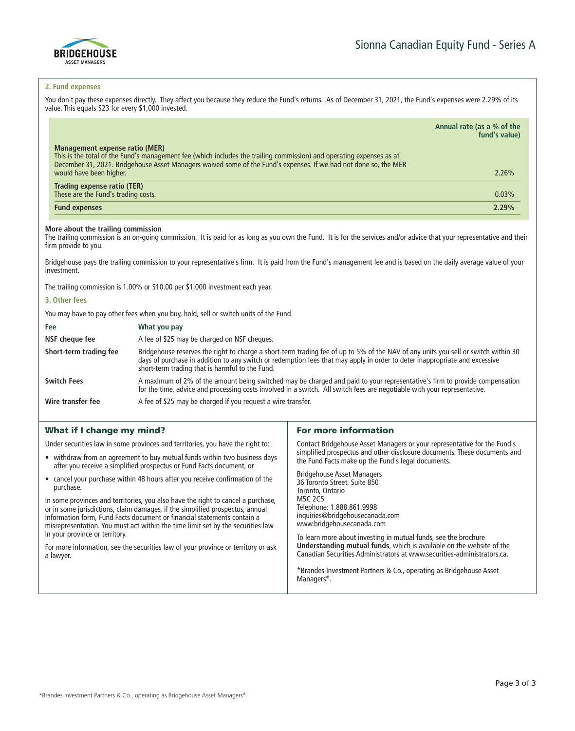# Sionna Canadian Equity Fund - Series A

## 2. Fund expenses

You don't pay these expenses directly. They affect you because they reduce the Fund's returns. As of December 31, 2021, the Fund's expenses were 2.29% of its value. This equals $23 for every $1,000 invested.

| | Annual rate (as a % of the fund's value) |
|---|---|
| **Management expense ratio (MER)**<br>This is the total of the Fund's management fee (which includes the trailing commission) and operating expenses as at December 31, 2021. Bridgehouse Asset Managers waived some of the Fund's expenses. If we had not done so, the MER would have been higher. | 2.26% |
| **Trading expense ratio (TER)**<br>These are the Fund's trading costs. | 0.03% |
| **Fund expenses** | **2.29%** |

**More about the trailing commission**

The trailing commission is an on-going commission. It is paid for as long as you own the Fund. It is for the services and/or advice that your representative and their firm provide to you.

Bridgehouse pays the trailing commission to your representative's firm. It is paid from the Fund's management fee and is based on the daily average value of your investment.

The trailing commission is 1.00% or $10.00 per $1,000 investment each year.

## 3. Other fees

You may have to pay other fees when you buy, hold, sell or switch units of the Fund.

| Fee | What you pay |
|---|---|
| **NSF cheque fee** | A fee of $25 may be charged on NSF cheques. |
| **Short-term trading fee** | Bridgehouse reserves the right to charge a short-term trading fee of up to 5% of the NAV of any units you sell or switch within 30 days of purchase in addition to any switch or redemption fees that may apply in order to deter inappropriate and excessive short-term trading that is harmful to the Fund. |
| **Switch Fees** | A maximum of 2% of the amount being switched may be charged and paid to your representative's firm to provide compensation for the time, advice and processing costs involved in a switch. All switch fees are negotiable with your representative. |
| **Wire transfer fee** | A fee of $25 may be charged if you request a wire transfer. |

## What if I change my mind?

Under securities law in some provinces and territories, you have the right to:

- withdraw from an agreement to buy mutual funds within two business days after you receive a simplified prospectus or Fund Facts document, or
- cancel your purchase within 48 hours after you receive confirmation of the purchase.

In some provinces and territories, you also have the right to cancel a purchase, or in some jurisdictions, claim damages, if the simplified prospectus, annual information form, Fund Facts document or financial statements contain a misrepresentation. You must act within the time limit set by the securities law in your province or territory.

For more information, see the securities law of your province or territory or ask a lawyer.

## For more information

Contact Bridgehouse Asset Managers or your representative for the Fund's simplified prospectus and other disclosure documents. These documents and the Fund Facts make up the Fund's legal documents.

Bridgehouse Asset Managers
36 Toronto Street, Suite 850
Toronto, Ontario
M5C 2C5
Telephone: 1.888.861.9998
inquiries@bridgehousecanada.com
www.bridgehousecanada.com

To learn more about investing in mutual funds, see the brochure **Understanding mutual funds**, which is available on the website of the Canadian Securities Administrators at www.securities-administrators.ca.

*Brandes Investment Partners & Co., operating as Bridgehouse Asset Managers®.